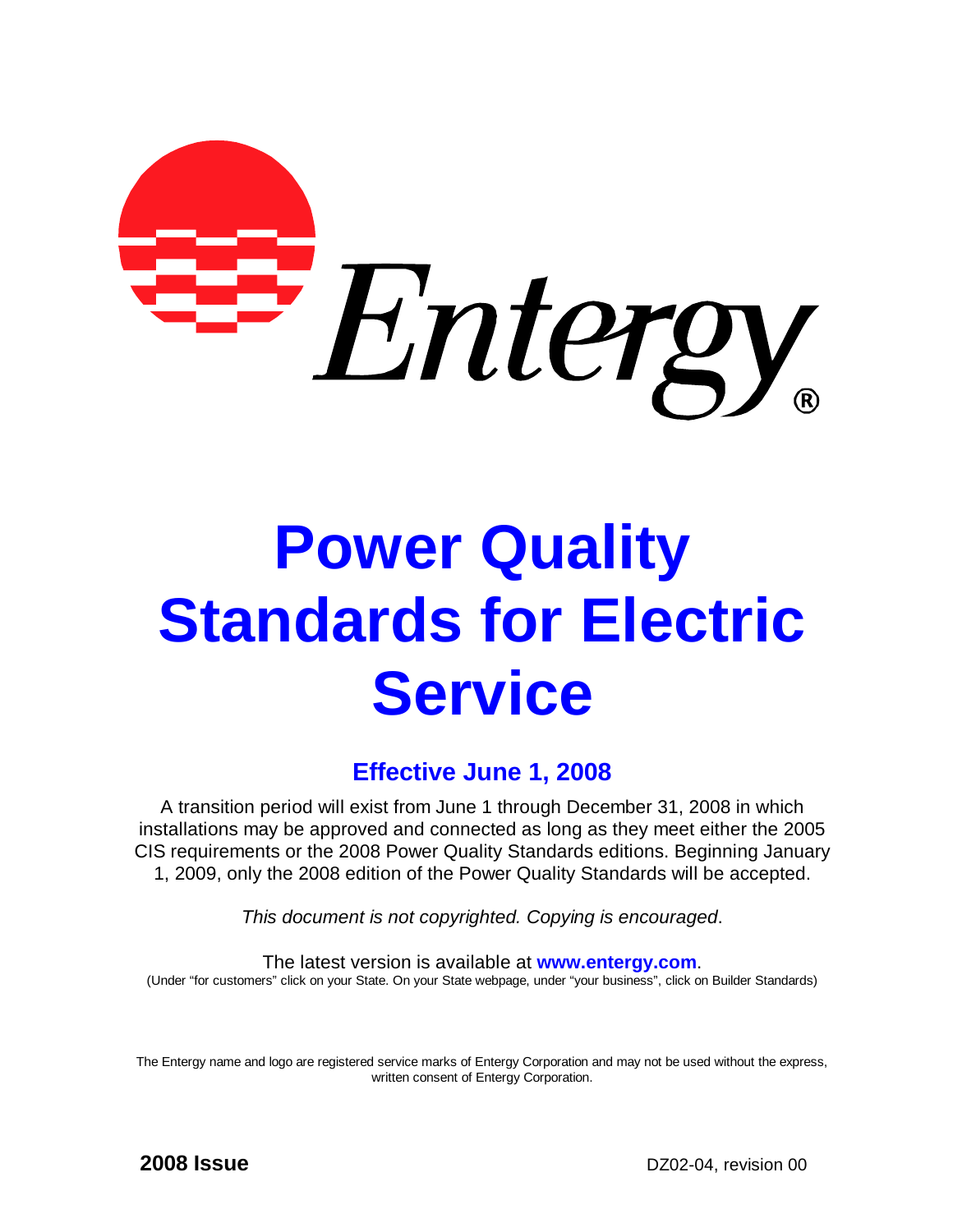# Entergy®

# Power Quality Standards for Electric Service

## Effective June 1, 2008

A transition period will exist from June 1 through December 31, 2008 in which installations may be approved and connected as long as they meet either the 2005 CIS requirements or the 2008 Power Quality Standards editions. Beginning January 1, 2009, only the 2008 edition of the Power Quality Standards will be accepted.

*This document is not copyrighted. Copying is encouraged*.

The latest version is available at **www.entergy.com**.
(Under "for customers" click on your State. On your State webpage, under "your business", click on Builder Standards)

The Entergy name and logo are registered service marks of Entergy Corporation and may not be used without the express, written consent of Entergy Corporation.

**2008 Issue** DZ02-04, revision 00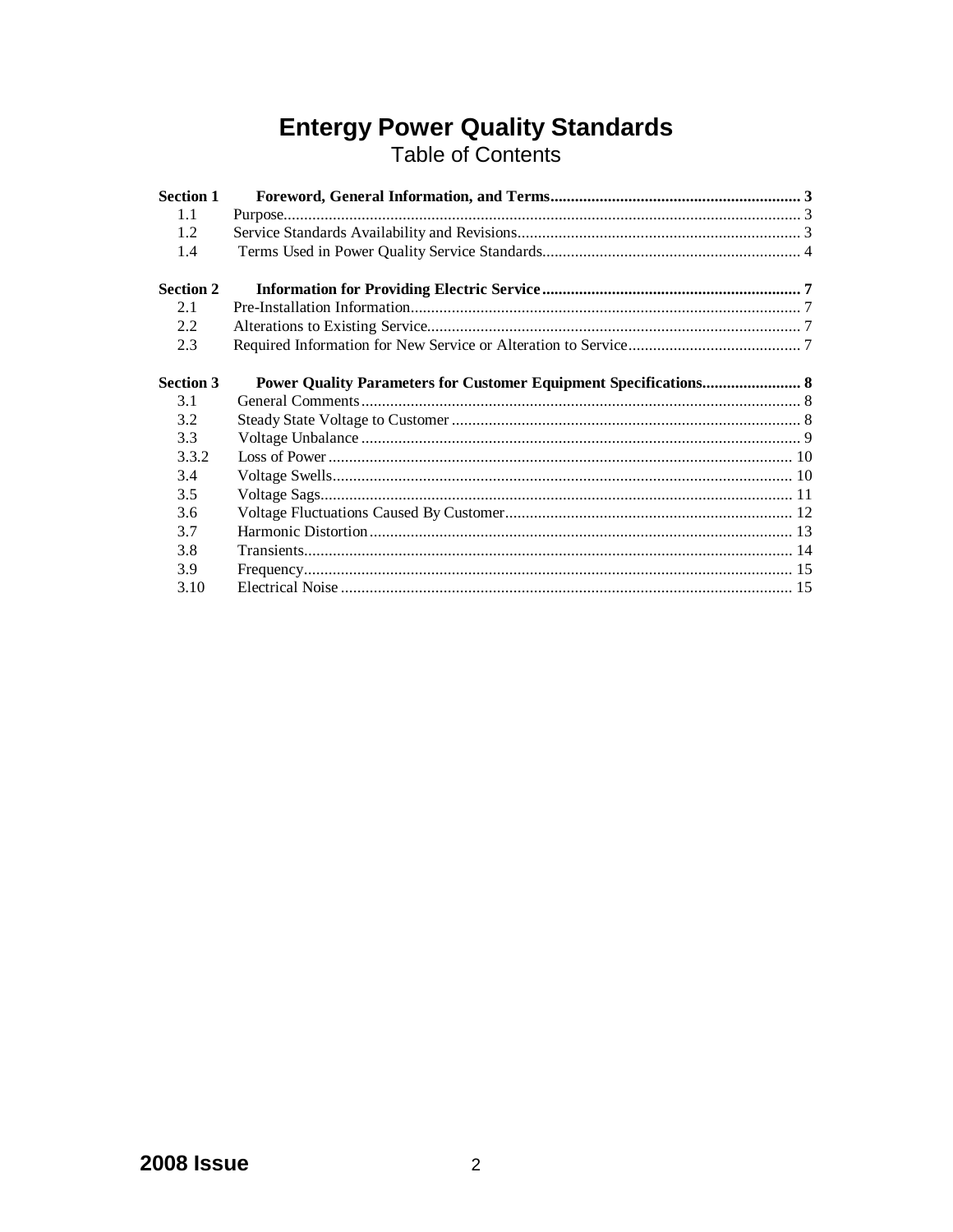# Entergy Power Quality Standards

## Table of Contents

| | | |
|---|---|---|
| **Section 1** | **Foreword, General Information, and Terms** | **3** |
| 1.1 | Purpose | 3 |
| 1.2 | Service Standards Availability and Revisions | 3 |
| 1.4 | Terms Used in Power Quality Service Standards | 4 |
| **Section 2** | **Information for Providing Electric Service** | **7** |
| 2.1 | Pre-Installation Information | 7 |
| 2.2 | Alterations to Existing Service | 7 |
| 2.3 | Required Information for New Service or Alteration to Service | 7 |
| **Section 3** | **Power Quality Parameters for Customer Equipment Specifications** | **8** |
| 3.1 | General Comments | 8 |
| 3.2 | Steady State Voltage to Customer | 8 |
| 3.3 | Voltage Unbalance | 9 |
| 3.3.2 | Loss of Power | 10 |
| 3.4 | Voltage Swells | 10 |
| 3.5 | Voltage Sags | 11 |
| 3.6 | Voltage Fluctuations Caused By Customer | 12 |
| 3.7 | Harmonic Distortion | 13 |
| 3.8 | Transients | 14 |
| 3.9 | Frequency | 15 |
| 3.10 | Electrical Noise | 15 |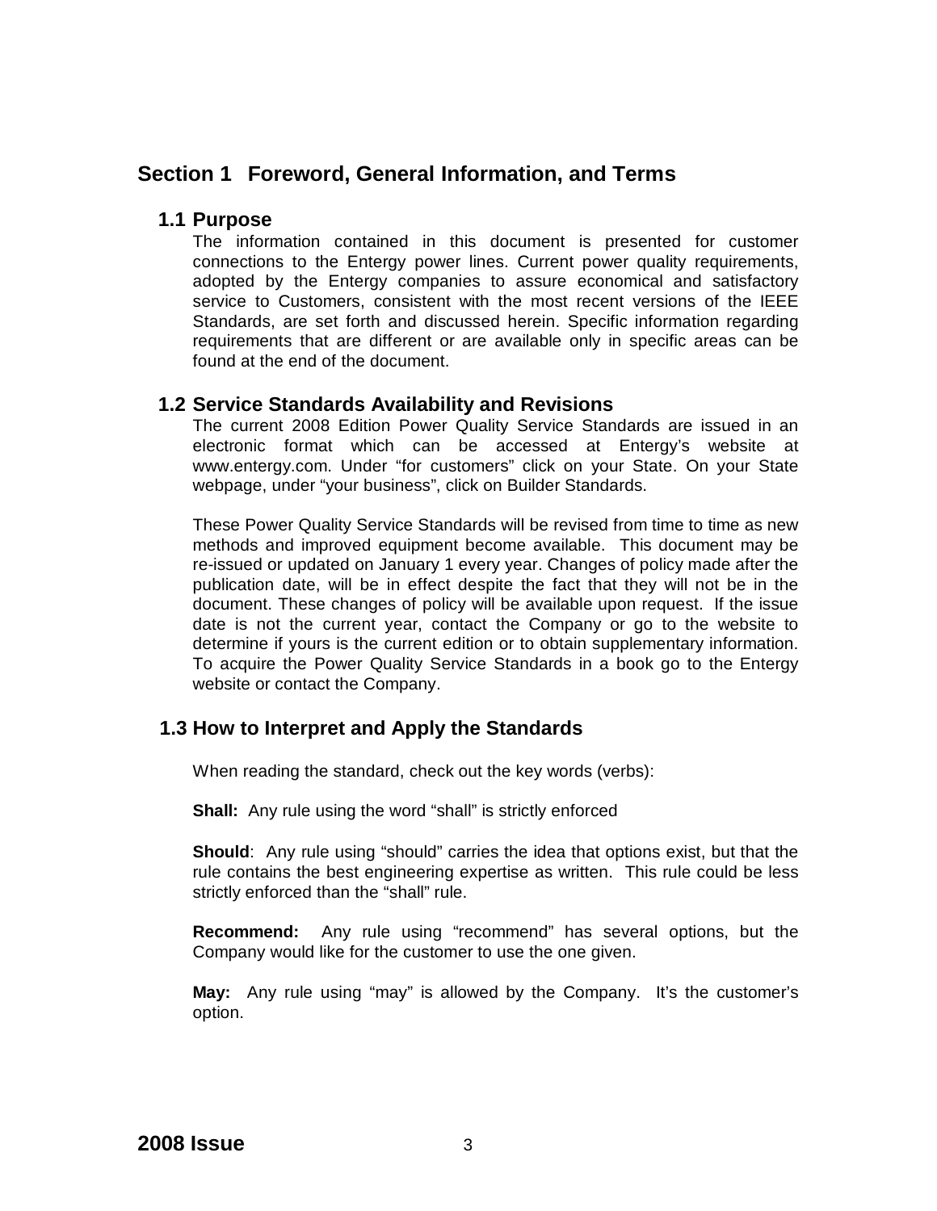# Section 1 Foreword, General Information, and Terms

## 1.1 Purpose

The information contained in this document is presented for customer connections to the Entergy power lines. Current power quality requirements, adopted by the Entergy companies to assure economical and satisfactory service to Customers, consistent with the most recent versions of the IEEE Standards, are set forth and discussed herein. Specific information regarding requirements that are different or are available only in specific areas can be found at the end of the document.

## 1.2 Service Standards Availability and Revisions

The current 2008 Edition Power Quality Service Standards are issued in an electronic format which can be accessed at Entergy's website at www.entergy.com. Under "for customers" click on your State. On your State webpage, under "your business", click on Builder Standards.

These Power Quality Service Standards will be revised from time to time as new methods and improved equipment become available. This document may be re-issued or updated on January 1 every year. Changes of policy made after the publication date, will be in effect despite the fact that they will not be in the document. These changes of policy will be available upon request. If the issue date is not the current year, contact the Company or go to the website to determine if yours is the current edition or to obtain supplementary information. To acquire the Power Quality Service Standards in a book go to the Entergy website or contact the Company.

## 1.3 How to Interpret and Apply the Standards

When reading the standard, check out the key words (verbs):

**Shall:** Any rule using the word "shall" is strictly enforced

**Should**: Any rule using "should" carries the idea that options exist, but that the rule contains the best engineering expertise as written. This rule could be less strictly enforced than the "shall" rule.

**Recommend:** Any rule using "recommend" has several options, but the Company would like for the customer to use the one given.

**May:** Any rule using "may" is allowed by the Company. It's the customer's option.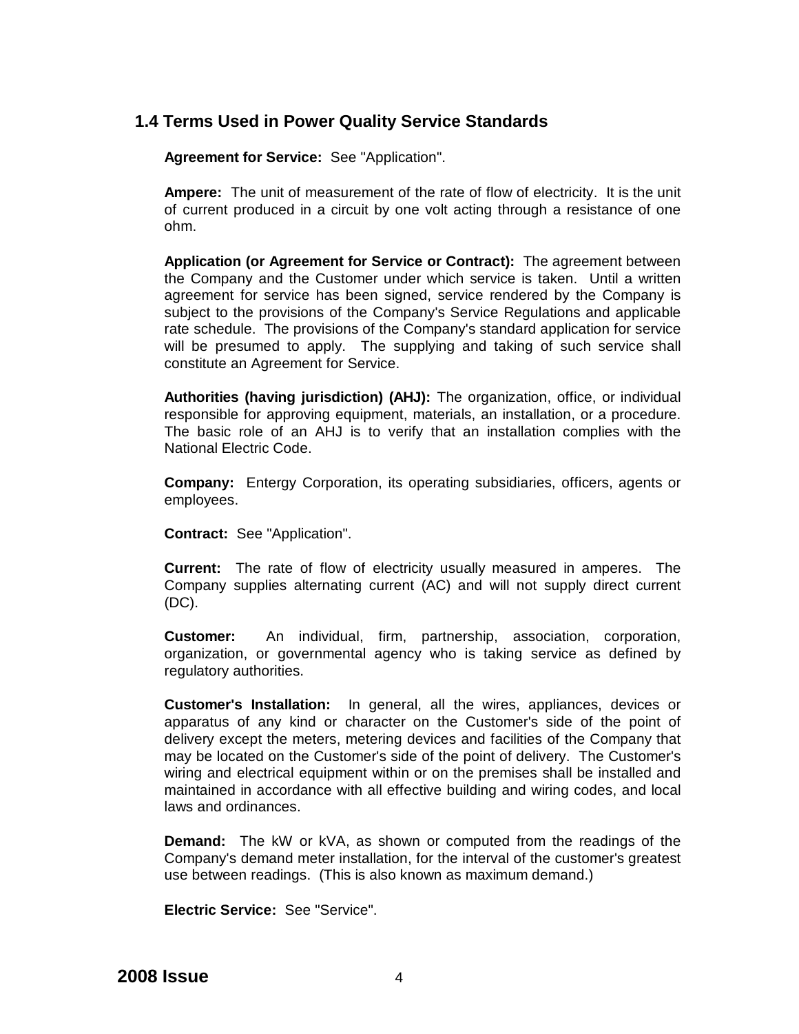## 1.4 Terms Used in Power Quality Service Standards

**Agreement for Service:** See "Application".

**Ampere:** The unit of measurement of the rate of flow of electricity. It is the unit of current produced in a circuit by one volt acting through a resistance of one ohm.

**Application (or Agreement for Service or Contract):** The agreement between the Company and the Customer under which service is taken. Until a written agreement for service has been signed, service rendered by the Company is subject to the provisions of the Company's Service Regulations and applicable rate schedule. The provisions of the Company's standard application for service will be presumed to apply. The supplying and taking of such service shall constitute an Agreement for Service.

**Authorities (having jurisdiction) (AHJ):** The organization, office, or individual responsible for approving equipment, materials, an installation, or a procedure. The basic role of an AHJ is to verify that an installation complies with the National Electric Code.

**Company:** Entergy Corporation, its operating subsidiaries, officers, agents or employees.

**Contract:** See "Application".

**Current:** The rate of flow of electricity usually measured in amperes. The Company supplies alternating current (AC) and will not supply direct current (DC).

**Customer:** An individual, firm, partnership, association, corporation, organization, or governmental agency who is taking service as defined by regulatory authorities.

**Customer's Installation:** In general, all the wires, appliances, devices or apparatus of any kind or character on the Customer's side of the point of delivery except the meters, metering devices and facilities of the Company that may be located on the Customer's side of the point of delivery. The Customer's wiring and electrical equipment within or on the premises shall be installed and maintained in accordance with all effective building and wiring codes, and local laws and ordinances.

**Demand:** The kW or kVA, as shown or computed from the readings of the Company's demand meter installation, for the interval of the customer's greatest use between readings. (This is also known as maximum demand.)

**Electric Service:** See "Service".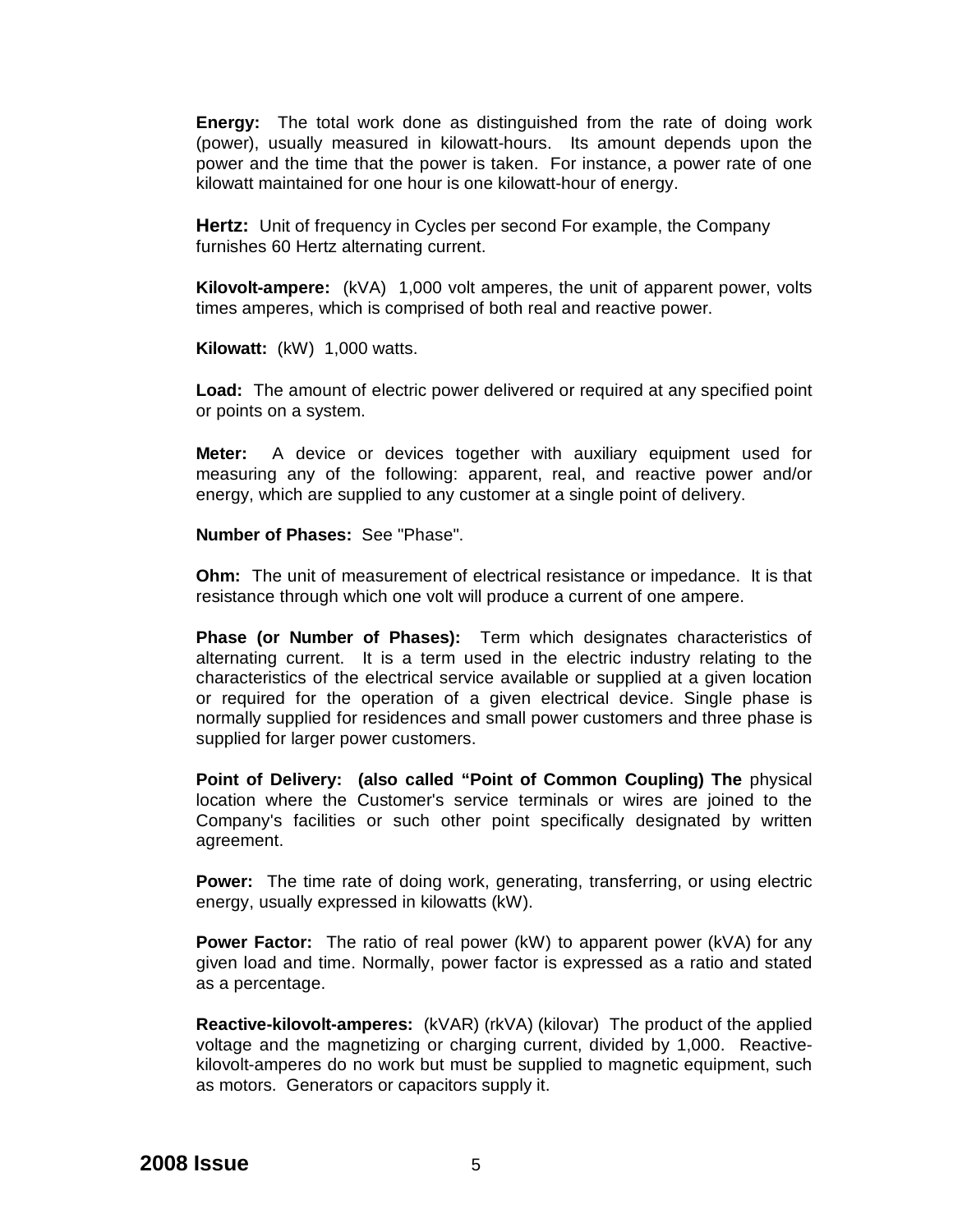**Energy:** The total work done as distinguished from the rate of doing work (power), usually measured in kilowatt-hours. Its amount depends upon the power and the time that the power is taken. For instance, a power rate of one kilowatt maintained for one hour is one kilowatt-hour of energy.

**Hertz:** Unit of frequency in Cycles per second For example, the Company furnishes 60 Hertz alternating current.

**Kilovolt-ampere:** (kVA) 1,000 volt amperes, the unit of apparent power, volts times amperes, which is comprised of both real and reactive power.

**Kilowatt:** (kW) 1,000 watts.

**Load:** The amount of electric power delivered or required at any specified point or points on a system.

**Meter:** A device or devices together with auxiliary equipment used for measuring any of the following: apparent, real, and reactive power and/or energy, which are supplied to any customer at a single point of delivery.

**Number of Phases:** See "Phase".

**Ohm:** The unit of measurement of electrical resistance or impedance. It is that resistance through which one volt will produce a current of one ampere.

**Phase (or Number of Phases):** Term which designates characteristics of alternating current. It is a term used in the electric industry relating to the characteristics of the electrical service available or supplied at a given location or required for the operation of a given electrical device. Single phase is normally supplied for residences and small power customers and three phase is supplied for larger power customers.

**Point of Delivery: (also called "Point of Common Coupling) The** physical location where the Customer's service terminals or wires are joined to the Company's facilities or such other point specifically designated by written agreement.

**Power:** The time rate of doing work, generating, transferring, or using electric energy, usually expressed in kilowatts (kW).

**Power Factor:** The ratio of real power (kW) to apparent power (kVA) for any given load and time. Normally, power factor is expressed as a ratio and stated as a percentage.

**Reactive-kilovolt-amperes:** (kVAR) (rkVA) (kilovar) The product of the applied voltage and the magnetizing or charging current, divided by 1,000. Reactive-kilovolt-amperes do no work but must be supplied to magnetic equipment, such as motors. Generators or capacitors supply it.

**2008 Issue**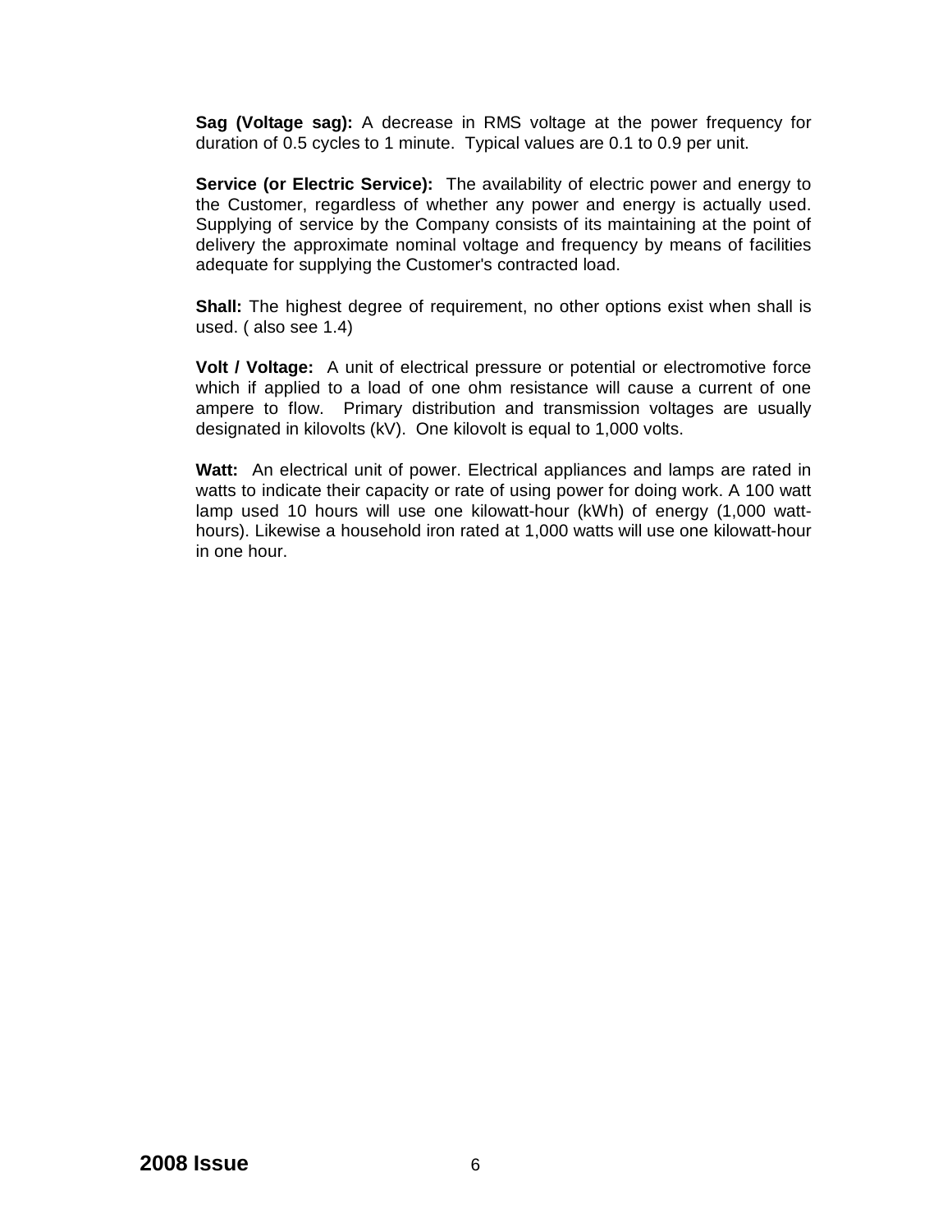**Sag (Voltage sag):** A decrease in RMS voltage at the power frequency for duration of 0.5 cycles to 1 minute. Typical values are 0.1 to 0.9 per unit.

**Service (or Electric Service):** The availability of electric power and energy to the Customer, regardless of whether any power and energy is actually used. Supplying of service by the Company consists of its maintaining at the point of delivery the approximate nominal voltage and frequency by means of facilities adequate for supplying the Customer's contracted load.

**Shall:** The highest degree of requirement, no other options exist when shall is used. ( also see 1.4)

**Volt / Voltage:** A unit of electrical pressure or potential or electromotive force which if applied to a load of one ohm resistance will cause a current of one ampere to flow. Primary distribution and transmission voltages are usually designated in kilovolts (kV). One kilovolt is equal to 1,000 volts.

**Watt:** An electrical unit of power. Electrical appliances and lamps are rated in watts to indicate their capacity or rate of using power for doing work. A 100 watt lamp used 10 hours will use one kilowatt-hour (kWh) of energy (1,000 watt-hours). Likewise a household iron rated at 1,000 watts will use one kilowatt-hour in one hour.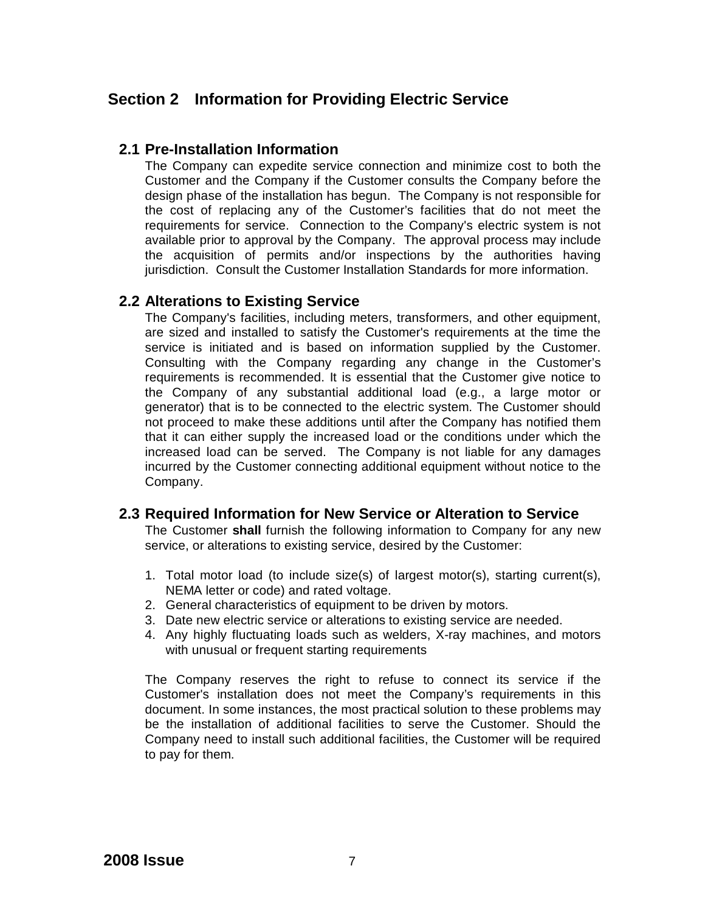# Section 2 Information for Providing Electric Service

## 2.1 Pre-Installation Information

The Company can expedite service connection and minimize cost to both the Customer and the Company if the Customer consults the Company before the design phase of the installation has begun. The Company is not responsible for the cost of replacing any of the Customer's facilities that do not meet the requirements for service. Connection to the Company's electric system is not available prior to approval by the Company. The approval process may include the acquisition of permits and/or inspections by the authorities having jurisdiction. Consult the Customer Installation Standards for more information.

## 2.2 Alterations to Existing Service

The Company's facilities, including meters, transformers, and other equipment, are sized and installed to satisfy the Customer's requirements at the time the service is initiated and is based on information supplied by the Customer. Consulting with the Company regarding any change in the Customer's requirements is recommended. It is essential that the Customer give notice to the Company of any substantial additional load (e.g., a large motor or generator) that is to be connected to the electric system. The Customer should not proceed to make these additions until after the Company has notified them that it can either supply the increased load or the conditions under which the increased load can be served. The Company is not liable for any damages incurred by the Customer connecting additional equipment without notice to the Company.

## 2.3 Required Information for New Service or Alteration to Service

The Customer **shall** furnish the following information to Company for any new service, or alterations to existing service, desired by the Customer:

1. Total motor load (to include size(s) of largest motor(s), starting current(s), NEMA letter or code) and rated voltage.
2. General characteristics of equipment to be driven by motors.
3. Date new electric service or alterations to existing service are needed.
4. Any highly fluctuating loads such as welders, X-ray machines, and motors with unusual or frequent starting requirements

The Company reserves the right to refuse to connect its service if the Customer's installation does not meet the Company's requirements in this document. In some instances, the most practical solution to these problems may be the installation of additional facilities to serve the Customer. Should the Company need to install such additional facilities, the Customer will be required to pay for them.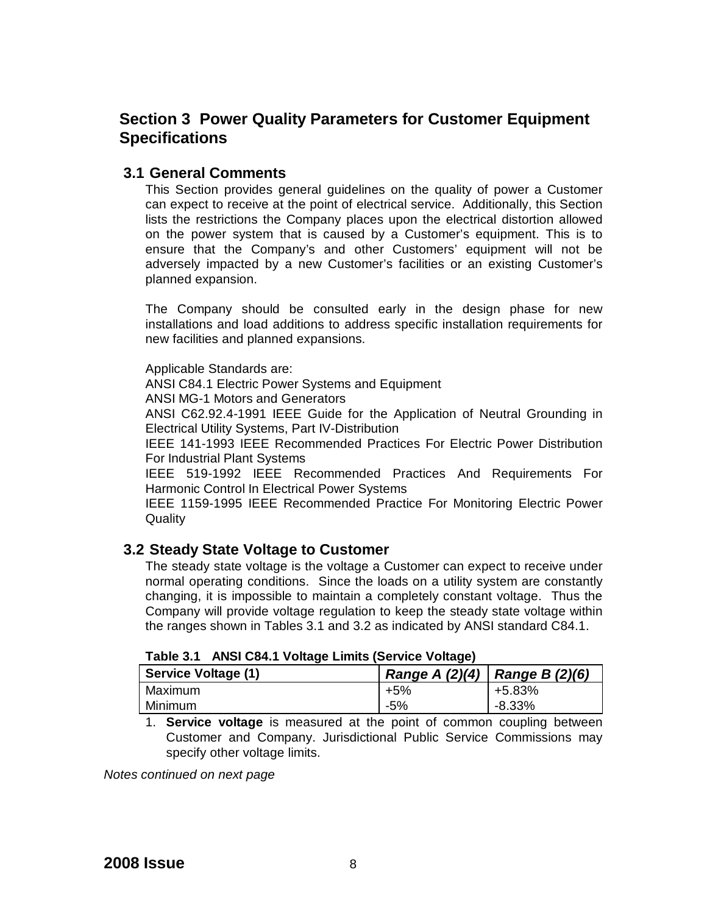# Section 3 Power Quality Parameters for Customer Equipment Specifications

## 3.1 General Comments

This Section provides general guidelines on the quality of power a Customer can expect to receive at the point of electrical service. Additionally, this Section lists the restrictions the Company places upon the electrical distortion allowed on the power system that is caused by a Customer's equipment. This is to ensure that the Company's and other Customers' equipment will not be adversely impacted by a new Customer's facilities or an existing Customer's planned expansion.

The Company should be consulted early in the design phase for new installations and load additions to address specific installation requirements for new facilities and planned expansions.

Applicable Standards are:
ANSI C84.1 Electric Power Systems and Equipment
ANSI MG-1 Motors and Generators
ANSI C62.92.4-1991 IEEE Guide for the Application of Neutral Grounding in Electrical Utility Systems, Part IV-Distribution
IEEE 141-1993 IEEE Recommended Practices For Electric Power Distribution For Industrial Plant Systems
IEEE 519-1992 IEEE Recommended Practices And Requirements For Harmonic Control In Electrical Power Systems
IEEE 1159-1995 IEEE Recommended Practice For Monitoring Electric Power Quality

## 3.2 Steady State Voltage to Customer

The steady state voltage is the voltage a Customer can expect to receive under normal operating conditions. Since the loads on a utility system are constantly changing, it is impossible to maintain a completely constant voltage. Thus the Company will provide voltage regulation to keep the steady state voltage within the ranges shown in Tables 3.1 and 3.2 as indicated by ANSI standard C84.1.

**Table 3.1 ANSI C84.1 Voltage Limits (Service Voltage)**

| Service Voltage (1) | *Range A (2)(4)* | *Range B (2)(6)* |
|---|---|---|
| Maximum | +5% | +5.83% |
| Minimum | -5% | -8.33% |

1. **Service voltage** is measured at the point of common coupling between Customer and Company. Jurisdictional Public Service Commissions may specify other voltage limits.

*Notes continued on next page*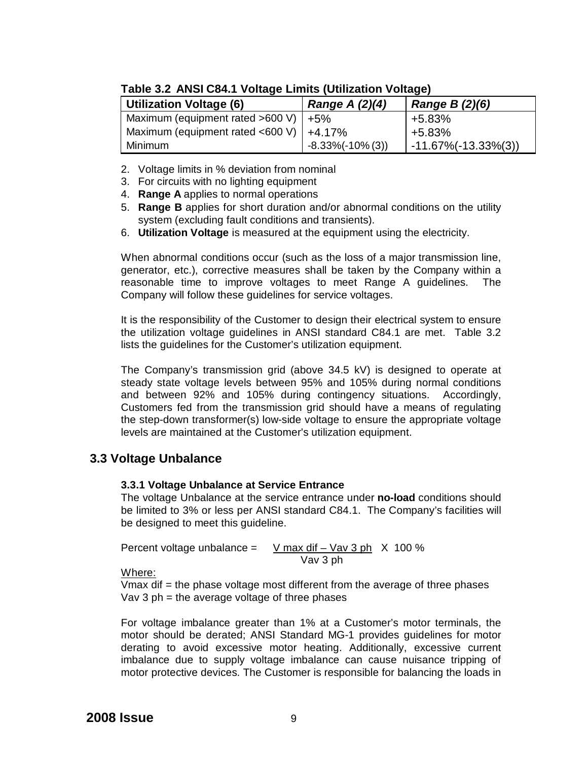**Table 3.2 ANSI C84.1 Voltage Limits (Utilization Voltage)**

| Utilization Voltage (6) | *Range A (2)(4)* | *Range B (2)(6)* |
|---|---|---|
| Maximum (equipment rated >600 V) | +5% | +5.83% |
| Maximum (equipment rated <600 V) | +4.17% | +5.83% |
| Minimum | -8.33%(-10% (3)) | -11.67%(-13.33%(3)) |

2. Voltage limits in % deviation from nominal
3. For circuits with no lighting equipment
4. **Range A** applies to normal operations
5. **Range B** applies for short duration and/or abnormal conditions on the utility system (excluding fault conditions and transients).
6. **Utilization Voltage** is measured at the equipment using the electricity.

When abnormal conditions occur (such as the loss of a major transmission line, generator, etc.), corrective measures shall be taken by the Company within a reasonable time to improve voltages to meet Range A guidelines. The Company will follow these guidelines for service voltages.

It is the responsibility of the Customer to design their electrical system to ensure the utilization voltage guidelines in ANSI standard C84.1 are met. Table 3.2 lists the guidelines for the Customer's utilization equipment.

The Company's transmission grid (above 34.5 kV) is designed to operate at steady state voltage levels between 95% and 105% during normal conditions and between 92% and 105% during contingency situations. Accordingly, Customers fed from the transmission grid should have a means of regulating the step-down transformer(s) low-side voltage to ensure the appropriate voltage levels are maintained at the Customer's utilization equipment.

## 3.3 Voltage Unbalance

### 3.3.1 Voltage Unbalance at Service Entrance

The voltage Unbalance at the service entrance under **no-load** conditions should be limited to 3% or less per ANSI standard C84.1. The Company's facilities will be designed to meet this guideline.

$$\text{Percent voltage unbalance} = \frac{V_{max\ dif} - V_{av\ 3\ ph}}{V_{av\ 3\ ph}} \times 100\ \%$$

Where:

$V_{max\ dif}$ = the phase voltage most different from the average of three phases
$V_{av\ 3\ ph}$ = the average voltage of three phases

For voltage imbalance greater than 1% at a Customer's motor terminals, the motor should be derated; ANSI Standard MG-1 provides guidelines for motor derating to avoid excessive motor heating. Additionally, excessive current imbalance due to supply voltage imbalance can cause nuisance tripping of motor protective devices. The Customer is responsible for balancing the loads in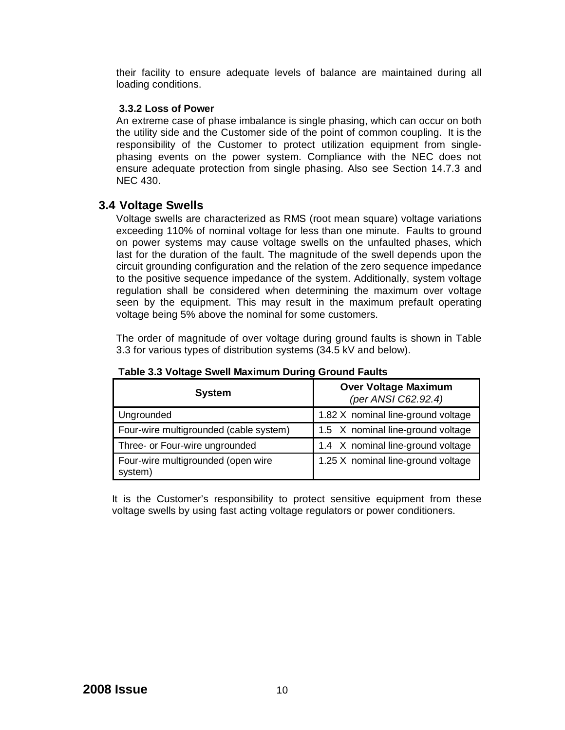their facility to ensure adequate levels of balance are maintained during all loading conditions.

### 3.3.2 Loss of Power

An extreme case of phase imbalance is single phasing, which can occur on both the utility side and the Customer side of the point of common coupling. It is the responsibility of the Customer to protect utilization equipment from single-phasing events on the power system. Compliance with the NEC does not ensure adequate protection from single phasing. Also see Section 14.7.3 and NEC 430.

## 3.4 Voltage Swells

Voltage swells are characterized as RMS (root mean square) voltage variations exceeding 110% of nominal voltage for less than one minute. Faults to ground on power systems may cause voltage swells on the unfaulted phases, which last for the duration of the fault. The magnitude of the swell depends upon the circuit grounding configuration and the relation of the zero sequence impedance to the positive sequence impedance of the system. Additionally, system voltage regulation shall be considered when determining the maximum over voltage seen by the equipment. This may result in the maximum prefault operating voltage being 5% above the nominal for some customers.

The order of magnitude of over voltage during ground faults is shown in Table 3.3 for various types of distribution systems (34.5 kV and below).

**Table 3.3 Voltage Swell Maximum During Ground Faults**

| System | Over Voltage Maximum *(per ANSI C62.92.4)* |
|---|---|
| Ungrounded | 1.82 X nominal line-ground voltage |
| Four-wire multigrounded (cable system) | 1.5 X nominal line-ground voltage |
| Three- or Four-wire ungrounded | 1.4 X nominal line-ground voltage |
| Four-wire multigrounded (open wire system) | 1.25 X nominal line-ground voltage |

It is the Customer's responsibility to protect sensitive equipment from these voltage swells by using fast acting voltage regulators or power conditioners.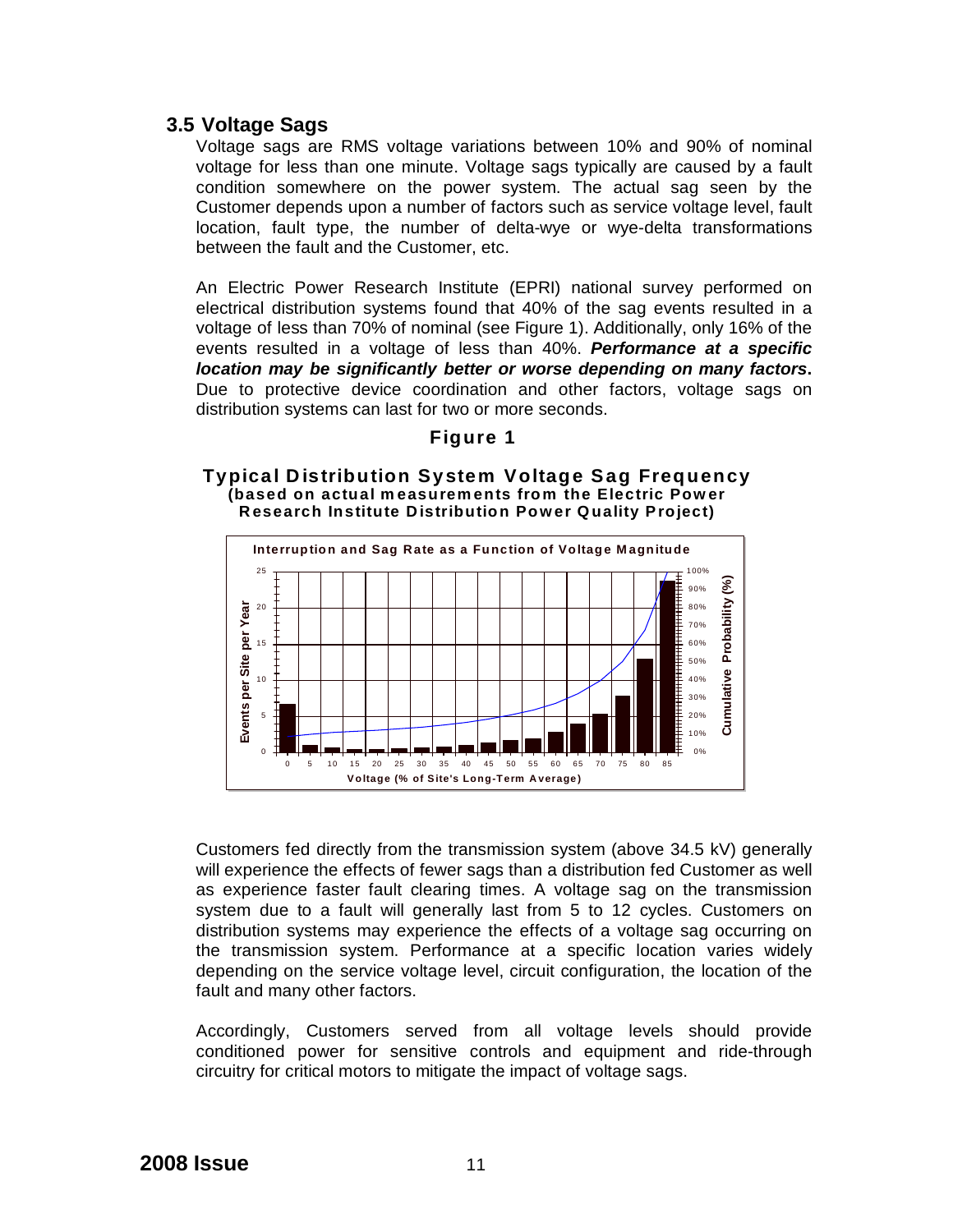## 3.5 Voltage Sags

Voltage sags are RMS voltage variations between 10% and 90% of nominal voltage for less than one minute. Voltage sags typically are caused by a fault condition somewhere on the power system. The actual sag seen by the Customer depends upon a number of factors such as service voltage level, fault location, fault type, the number of delta-wye or wye-delta transformations between the fault and the Customer, etc.

An Electric Power Research Institute (EPRI) national survey performed on electrical distribution systems found that 40% of the sag events resulted in a voltage of less than 70% of nominal (see Figure 1). Additionally, only 16% of the events resulted in a voltage of less than 40%. ***Performance at a specific location may be significantly better or worse depending on many factors*.** Due to protective device coordination and other factors, voltage sags on distribution systems can last for two or more seconds.

**Figure 1**

**Typical Distribution System Voltage Sag Frequency**
**(based on actual measurements from the Electric Power Research Institute Distribution Power Quality Project)**

Customers fed directly from the transmission system (above 34.5 kV) generally will experience the effects of fewer sags than a distribution fed Customer as well as experience faster fault clearing times. A voltage sag on the transmission system due to a fault will generally last from 5 to 12 cycles. Customers on distribution systems may experience the effects of a voltage sag occurring on the transmission system. Performance at a specific location varies widely depending on the service voltage level, circuit configuration, the location of the fault and many other factors.

Accordingly, Customers served from all voltage levels should provide conditioned power for sensitive controls and equipment and ride-through circuitry for critical motors to mitigate the impact of voltage sags.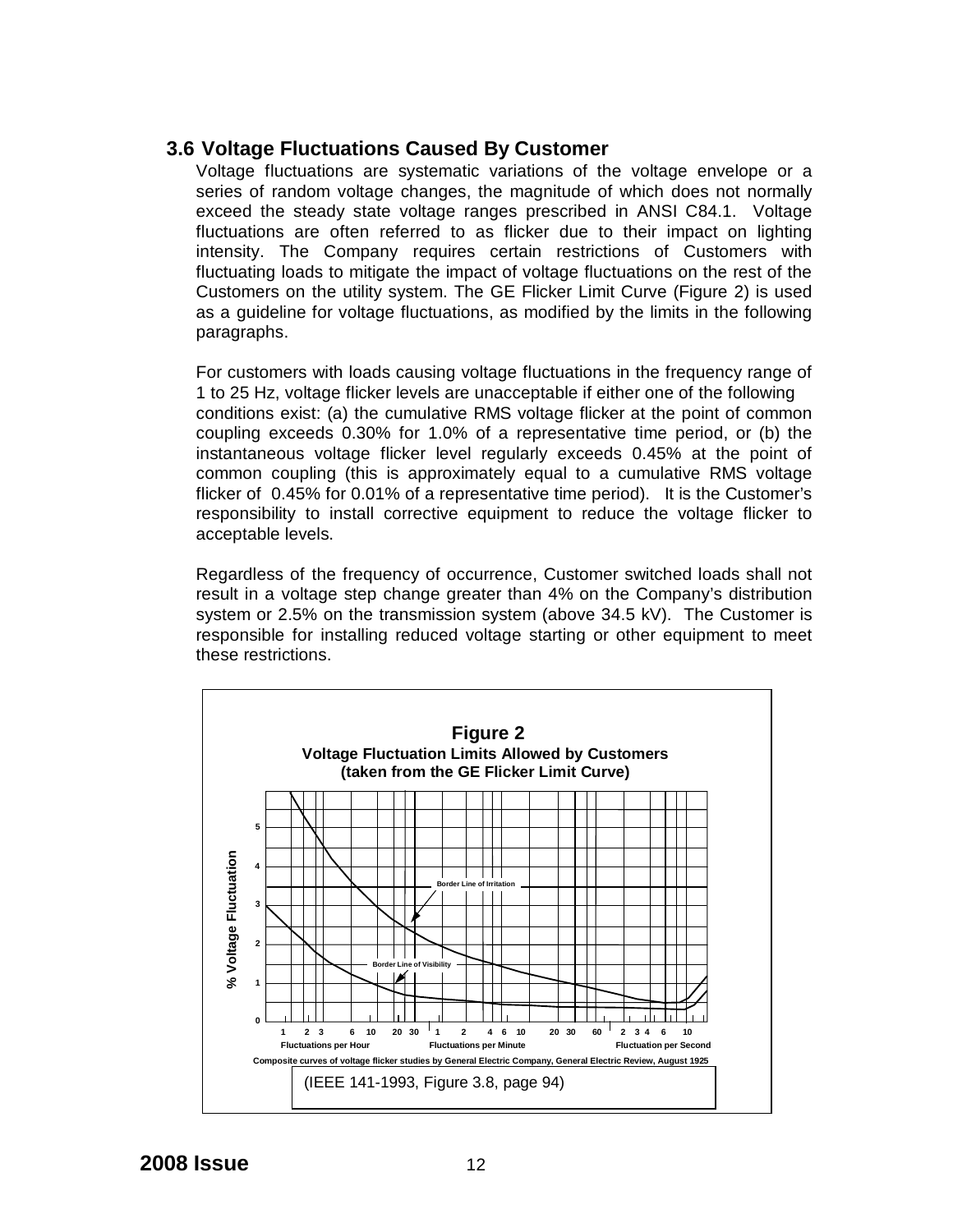## 3.6 Voltage Fluctuations Caused By Customer

Voltage fluctuations are systematic variations of the voltage envelope or a series of random voltage changes, the magnitude of which does not normally exceed the steady state voltage ranges prescribed in ANSI C84.1. Voltage fluctuations are often referred to as flicker due to their impact on lighting intensity. The Company requires certain restrictions of Customers with fluctuating loads to mitigate the impact of voltage fluctuations on the rest of the Customers on the utility system. The GE Flicker Limit Curve (Figure 2) is used as a guideline for voltage fluctuations, as modified by the limits in the following paragraphs.

For customers with loads causing voltage fluctuations in the frequency range of 1 to 25 Hz, voltage flicker levels are unacceptable if either one of the following conditions exist: (a) the cumulative RMS voltage flicker at the point of common coupling exceeds 0.30% for 1.0% of a representative time period, or (b) the instantaneous voltage flicker level regularly exceeds 0.45% at the point of common coupling (this is approximately equal to a cumulative RMS voltage flicker of 0.45% for 0.01% of a representative time period). It is the Customer's responsibility to install corrective equipment to reduce the voltage flicker to acceptable levels.

Regardless of the frequency of occurrence, Customer switched loads shall not result in a voltage step change greater than 4% on the Company's distribution system or 2.5% on the transmission system (above 34.5 kV). The Customer is responsible for installing reduced voltage starting or other equipment to meet these restrictions.

**Figure 2**
**Voltage Fluctuation Limits Allowed by Customers (taken from the GE Flicker Limit Curve)**

Composite curves of voltage flicker studies by General Electric Company, General Electric Review, August 1925

(IEEE 141-1993, Figure 3.8, page 94)

**2008 Issue**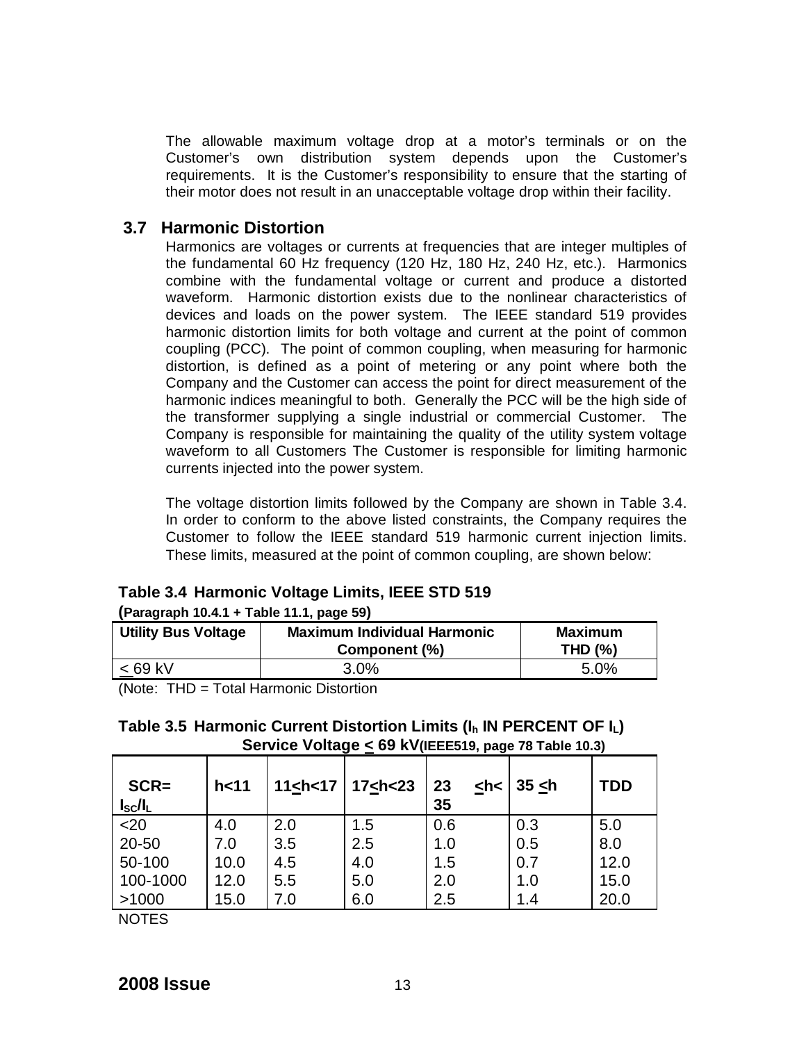The allowable maximum voltage drop at a motor's terminals or on the Customer's own distribution system depends upon the Customer's requirements. It is the Customer's responsibility to ensure that the starting of their motor does not result in an unacceptable voltage drop within their facility.

## 3.7 Harmonic Distortion

Harmonics are voltages or currents at frequencies that are integer multiples of the fundamental 60 Hz frequency (120 Hz, 180 Hz, 240 Hz, etc.). Harmonics combine with the fundamental voltage or current and produce a distorted waveform. Harmonic distortion exists due to the nonlinear characteristics of devices and loads on the power system. The IEEE standard 519 provides harmonic distortion limits for both voltage and current at the point of common coupling (PCC). The point of common coupling, when measuring for harmonic distortion, is defined as a point of metering or any point where both the Company and the Customer can access the point for direct measurement of the harmonic indices meaningful to both. Generally the PCC will be the high side of the transformer supplying a single industrial or commercial Customer. The Company is responsible for maintaining the quality of the utility system voltage waveform to all Customers The Customer is responsible for limiting harmonic currents injected into the power system.

The voltage distortion limits followed by the Company are shown in Table 3.4. In order to conform to the above listed constraints, the Company requires the Customer to follow the IEEE standard 519 harmonic current injection limits. These limits, measured at the point of common coupling, are shown below:

**Table 3.4 Harmonic Voltage Limits, IEEE STD 519**
**(Paragraph 10.4.1 + Table 11.1, page 59)**

| Utility Bus Voltage | Maximum Individual Harmonic Component (%) | Maximum THD (%) |
|---|---|---|
| ≤ 69 kV | 3.0% | 5.0% |

(Note: THD = Total Harmonic Distortion

**Table 3.5 Harmonic Current Distortion Limits ($I_h$ IN PERCENT OF $I_L$)**
**Service Voltage ≤ 69 kV(IEEE519, page 78 Table 10.3)**

| SCR= $I_{SC}/I_L$ | h<11 | 11≤h<17 | 17≤h<23 | 23 ≤h< 35 | 35 ≤h | TDD |
|---|---|---|---|---|---|---|
| <20 | 4.0 | 2.0 | 1.5 | 0.6 | 0.3 | 5.0 |
| 20-50 | 7.0 | 3.5 | 2.5 | 1.0 | 0.5 | 8.0 |
| 50-100 | 10.0 | 4.5 | 4.0 | 1.5 | 0.7 | 12.0 |
| 100-1000 | 12.0 | 5.5 | 5.0 | 2.0 | 1.0 | 15.0 |
| >1000 | 15.0 | 7.0 | 6.0 | 2.5 | 1.4 | 20.0 |

NOTES

**2008 Issue**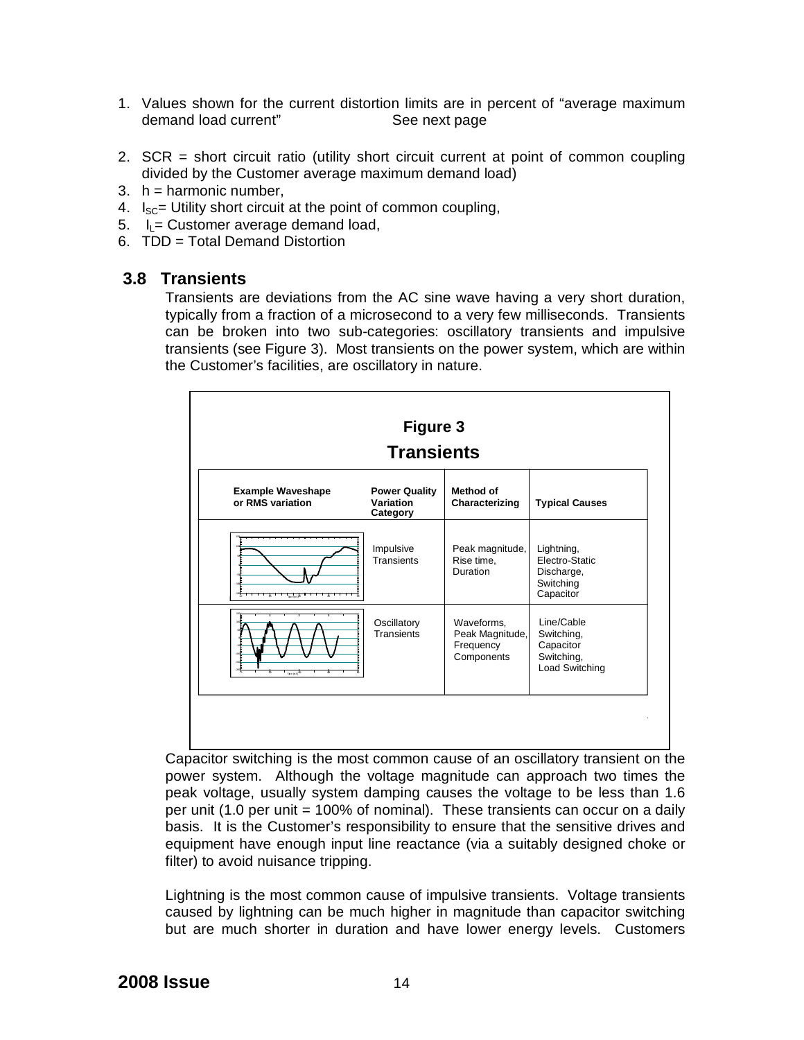1. Values shown for the current distortion limits are in percent of "average maximum demand load current"                    See next page
2. SCR = short circuit ratio (utility short circuit current at point of common coupling divided by the Customer average maximum demand load)
3. h = harmonic number,
4. $I_{SC}$= Utility short circuit at the point of common coupling,
5. $I_L$= Customer average demand load,
6. TDD = Total Demand Distortion

### 3.8 Transients

Transients are deviations from the AC sine wave having a very short duration, typically from a fraction of a microsecond to a very few milliseconds. Transients can be broken into two sub-categories: oscillatory transients and impulsive transients (see Figure 3). Most transients on the power system, which are within the Customer's facilities, are oscillatory in nature.

**Figure 3**

**Transients**

| Example Waveshape or RMS variation | Power Quality Variation Category | Method of Characterizing | Typical Causes |
|---|---|---|---|
| | Impulsive Transients | Peak magnitude, Rise time, Duration | Lightning, Electro-Static Discharge, Switching Capacitor |
| | Oscillatory Transients | Waveforms, Peak Magnitude, Frequency Components | Line/Cable Switching, Capacitor Switching, Load Switching |

Capacitor switching is the most common cause of an oscillatory transient on the power system. Although the voltage magnitude can approach two times the peak voltage, usually system damping causes the voltage to be less than 1.6 per unit (1.0 per unit = 100% of nominal). These transients can occur on a daily basis. It is the Customer's responsibility to ensure that the sensitive drives and equipment have enough input line reactance (via a suitably designed choke or filter) to avoid nuisance tripping.

Lightning is the most common cause of impulsive transients. Voltage transients caused by lightning can be much higher in magnitude than capacitor switching but are much shorter in duration and have lower energy levels. Customers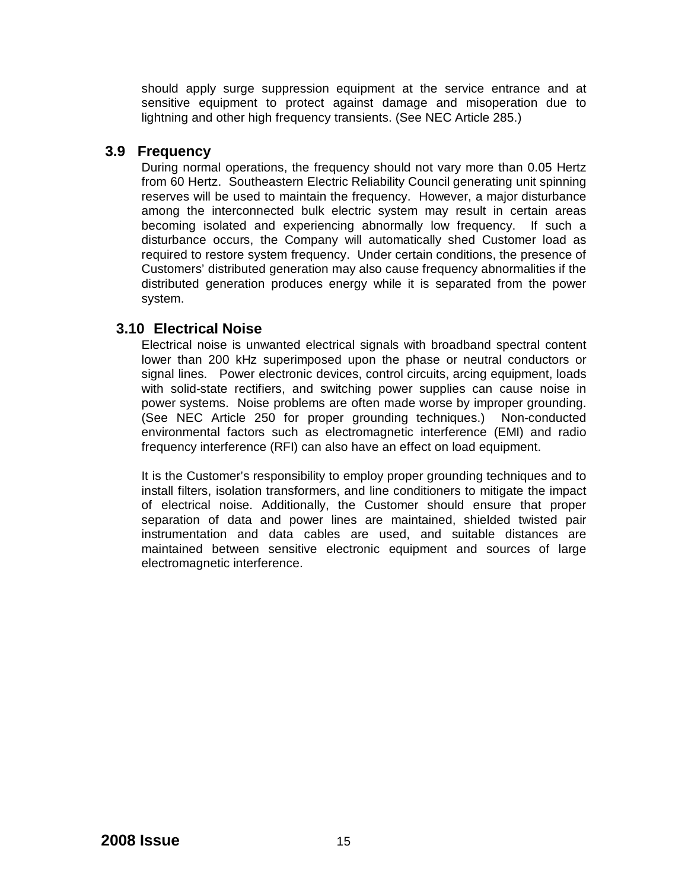should apply surge suppression equipment at the service entrance and at sensitive equipment to protect against damage and misoperation due to lightning and other high frequency transients. (See NEC Article 285.)

## 3.9 Frequency

During normal operations, the frequency should not vary more than 0.05 Hertz from 60 Hertz. Southeastern Electric Reliability Council generating unit spinning reserves will be used to maintain the frequency. However, a major disturbance among the interconnected bulk electric system may result in certain areas becoming isolated and experiencing abnormally low frequency. If such a disturbance occurs, the Company will automatically shed Customer load as required to restore system frequency. Under certain conditions, the presence of Customers' distributed generation may also cause frequency abnormalities if the distributed generation produces energy while it is separated from the power system.

## 3.10 Electrical Noise

Electrical noise is unwanted electrical signals with broadband spectral content lower than 200 kHz superimposed upon the phase or neutral conductors or signal lines. Power electronic devices, control circuits, arcing equipment, loads with solid-state rectifiers, and switching power supplies can cause noise in power systems. Noise problems are often made worse by improper grounding. (See NEC Article 250 for proper grounding techniques.) Non-conducted environmental factors such as electromagnetic interference (EMI) and radio frequency interference (RFI) can also have an effect on load equipment.

It is the Customer's responsibility to employ proper grounding techniques and to install filters, isolation transformers, and line conditioners to mitigate the impact of electrical noise. Additionally, the Customer should ensure that proper separation of data and power lines are maintained, shielded twisted pair instrumentation and data cables are used, and suitable distances are maintained between sensitive electronic equipment and sources of large electromagnetic interference.